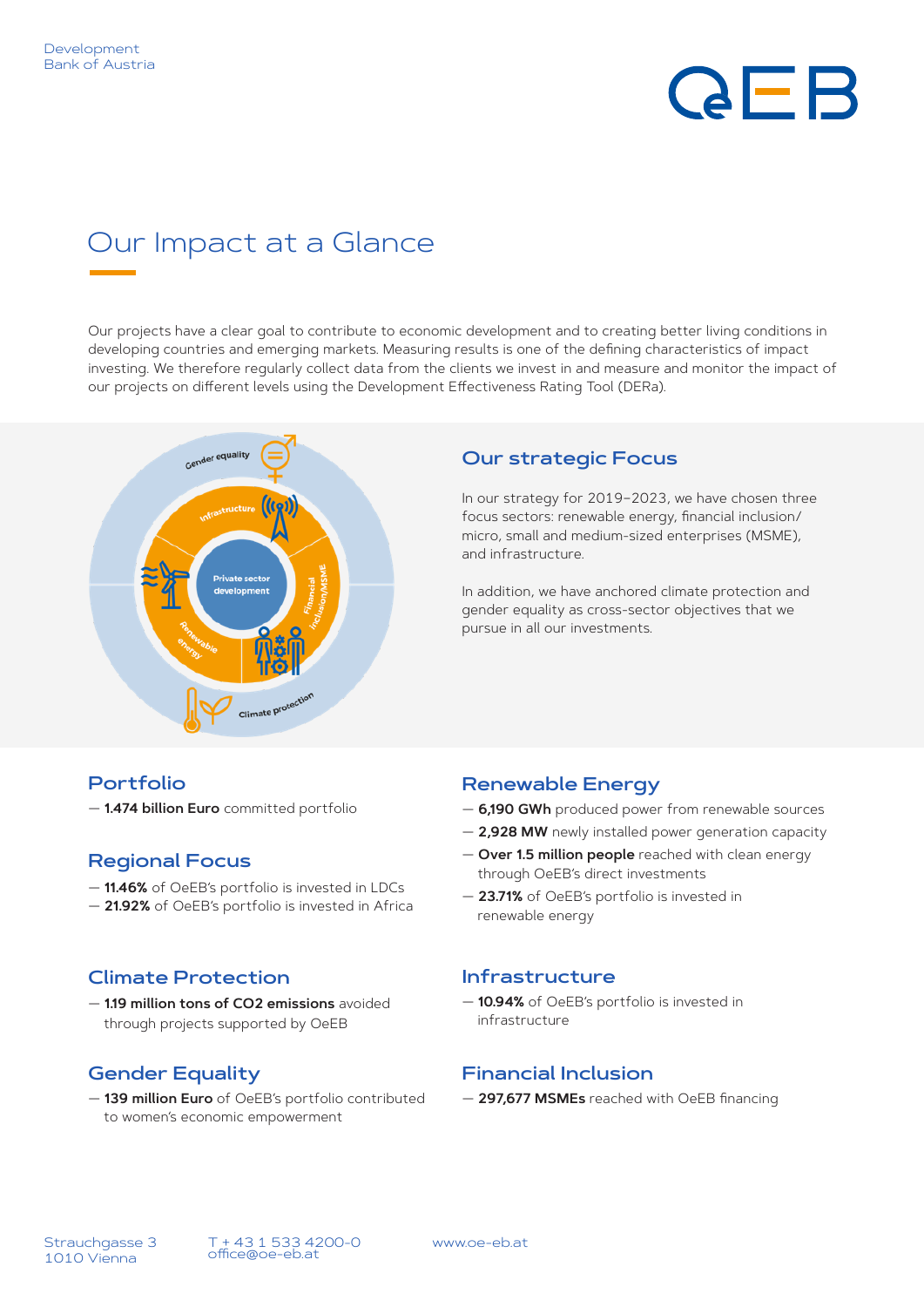Development
Bank of Austria

# Our Impact at a Glance

Our projects have a clear goal to contribute to economic development and to creating better living conditions in developing countries and emerging markets. Measuring results is one of the defining characteristics of impact investing. We therefore regularly collect data from the clients we invest in and measure and monitor the impact of our projects on different levels using the Development Effectiveness Rating Tool (DERa).

## Our strategic Focus

In our strategy for 2019–2023, we have chosen three focus sectors: renewable energy, financial inclusion/ micro, small and medium-sized enterprises (MSME), and infrastructure.

In addition, we have anchored climate protection and gender equality as cross-sector objectives that we pursue in all our investments.

## Portfolio

- **1.474 billion Euro** committed portfolio

## Regional Focus

- **11.46%** of OeEB's portfolio is invested in LDCs
- **21.92%** of OeEB's portfolio is invested in Africa

## Climate Protection

- **1.19 million tons of $CO_2$ emissions** avoided through projects supported by OeEB

## Gender Equality

- **139 million Euro** of OeEB's portfolio contributed to women's economic empowerment

## Renewable Energy

- **6,190 GWh** produced power from renewable sources
- **2,928 MW** newly installed power generation capacity
- **Over 1.5 million people** reached with clean energy through OeEB's direct investments
- **23.71%** of OeEB's portfolio is invested in renewable energy

## Infrastructure

- **10.94%** of OeEB's portfolio is invested in infrastructure

## Financial Inclusion

- **297,677 MSMEs** reached with OeEB financing

Strauchgasse 3
1010 Vienna

T + 43 1 533 4200-0
office@oe-eb.at

www.oe-eb.at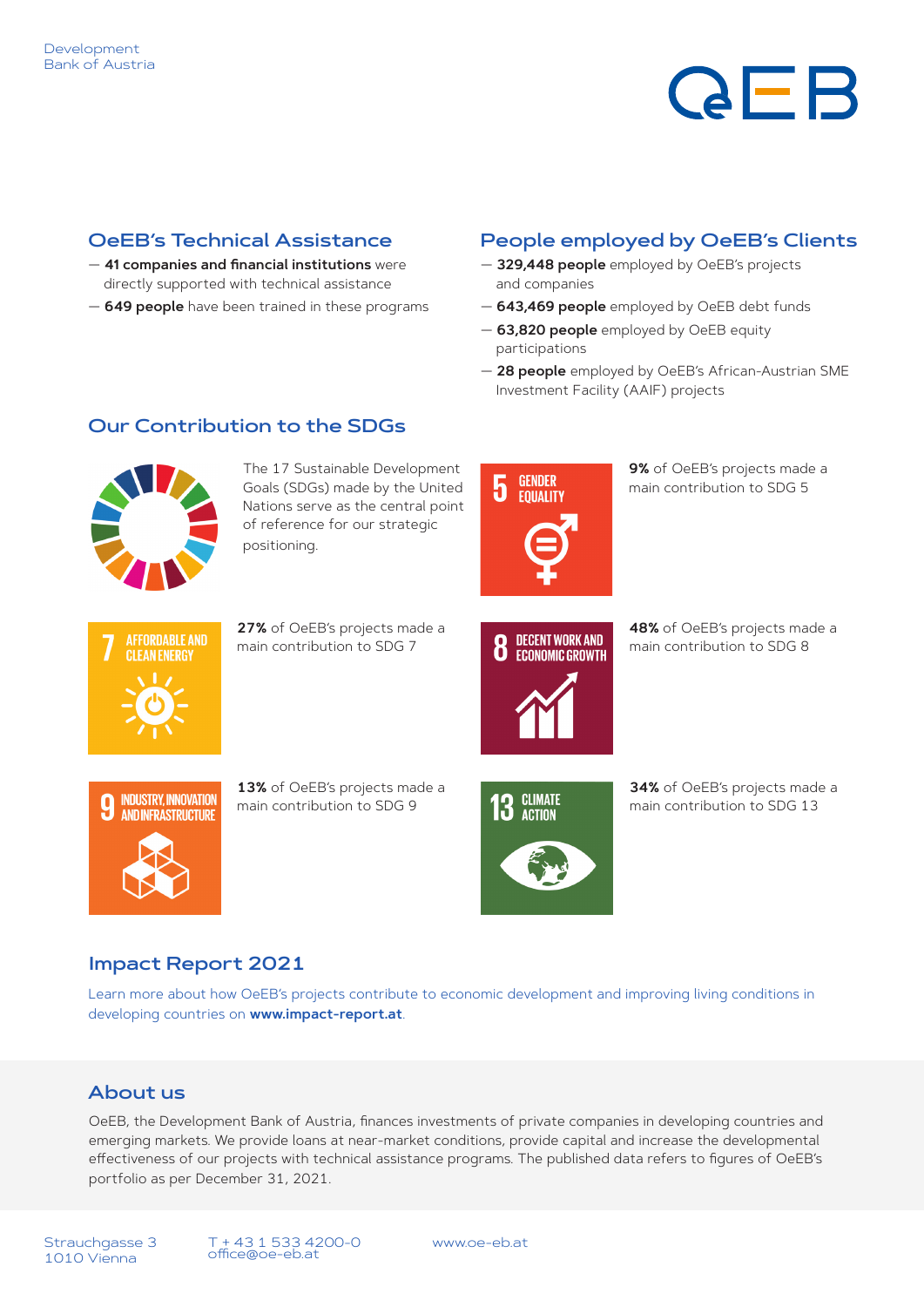## OeEB's Technical Assistance

- **41 companies and financial institutions** were directly supported with technical assistance
- **649 people** have been trained in these programs

## People employed by OeEB's Clients

- **329,448 people** employed by OeEB's projects and companies
- **643,469 people** employed by OeEB debt funds
- **63,820 people** employed by OeEB equity participations
- **28 people** employed by OeEB's African-Austrian SME Investment Facility (AAIF) projects

## Our Contribution to the SDGs

The 17 Sustainable Development Goals (SDGs) made by the United Nations serve as the central point of reference for our strategic positioning.

5 GENDER EQUALITY

**9%** of OeEB's projects made a main contribution to SDG 5

7 AFFORDABLE AND CLEAN ENERGY

**27%** of OeEB's projects made a main contribution to SDG 7

8 DECENT WORK AND ECONOMIC GROWTH

**48%** of OeEB's projects made a main contribution to SDG 8

9 INDUSTRY, INNOVATION AND INFRASTRUCTURE

**13%** of OeEB's projects made a main contribution to SDG 9

13 CLIMATE ACTION

**34%** of OeEB's projects made a main contribution to SDG 13

## Impact Report 2021

Learn more about how OeEB's projects contribute to economic development and improving living conditions in developing countries on **www.impact-report.at**.

## About us

OeEB, the Development Bank of Austria, finances investments of private companies in developing countries and emerging markets. We provide loans at near-market conditions, provide capital and increase the developmental effectiveness of our projects with technical assistance programs. The published data refers to figures of OeEB's portfolio as per December 31, 2021.

Strauchgasse 3
1010 Vienna

T + 43 1 533 4200-0
office@oe-eb.at

www.oe-eb.at